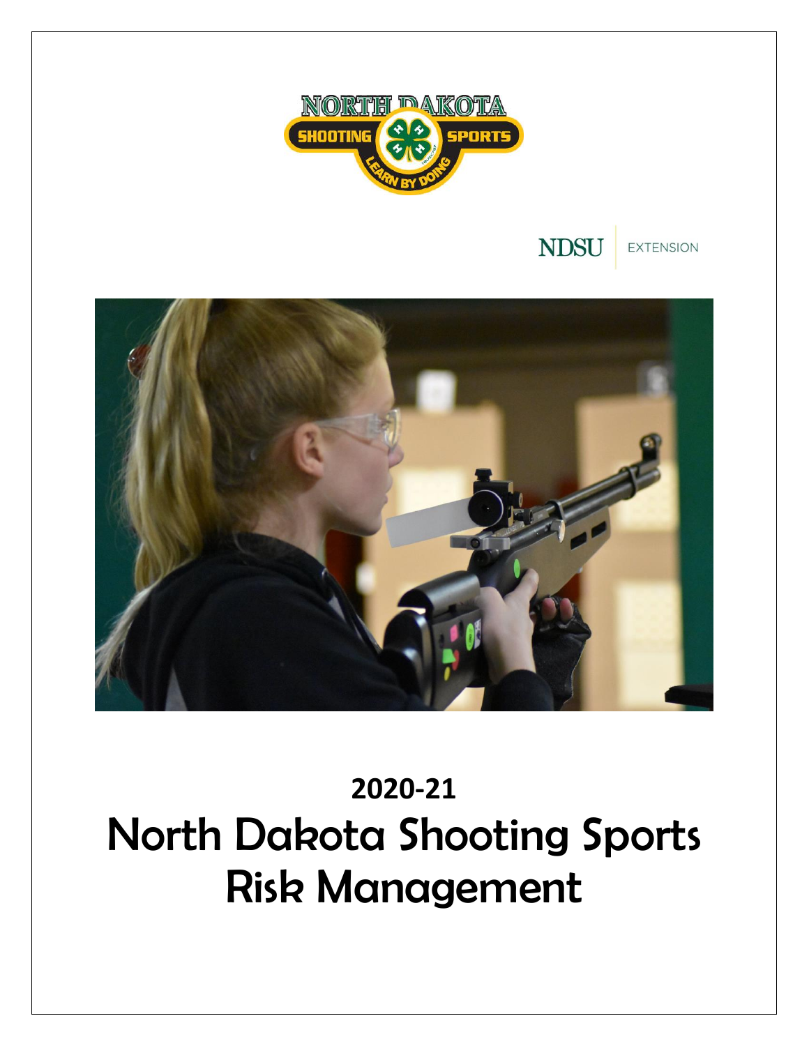# 2020-21

# North Dakota Shooting Sports Risk Management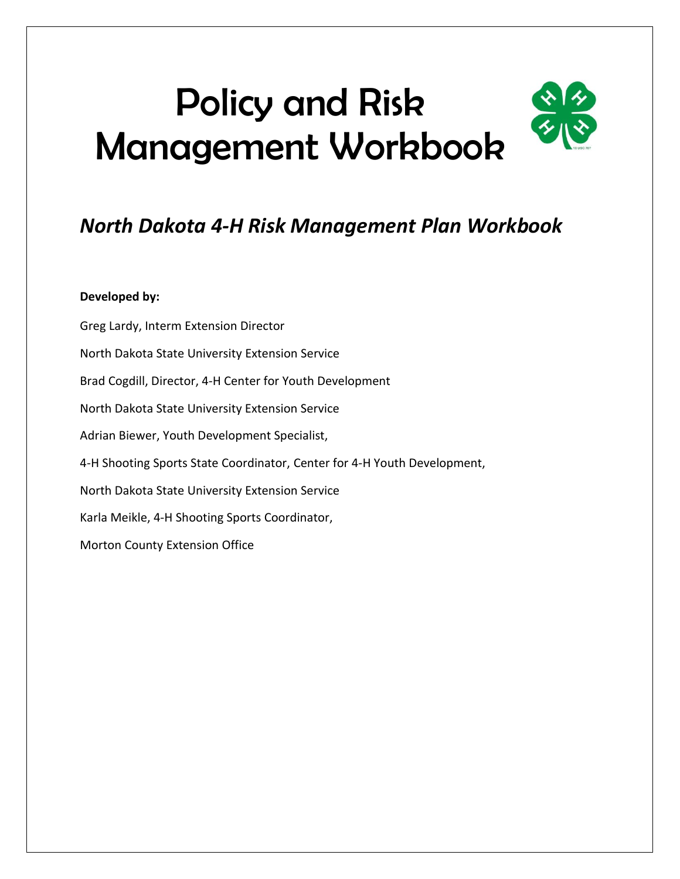# Policy and Risk Management Workbook

## *North Dakota 4-H Risk Management Plan Workbook*

**Developed by:**

Greg Lardy, Interm Extension Director

North Dakota State University Extension Service

Brad Cogdill, Director, 4-H Center for Youth Development

North Dakota State University Extension Service

Adrian Biewer, Youth Development Specialist,

4-H Shooting Sports State Coordinator, Center for 4-H Youth Development,

North Dakota State University Extension Service

Karla Meikle, 4-H Shooting Sports Coordinator,

Morton County Extension Office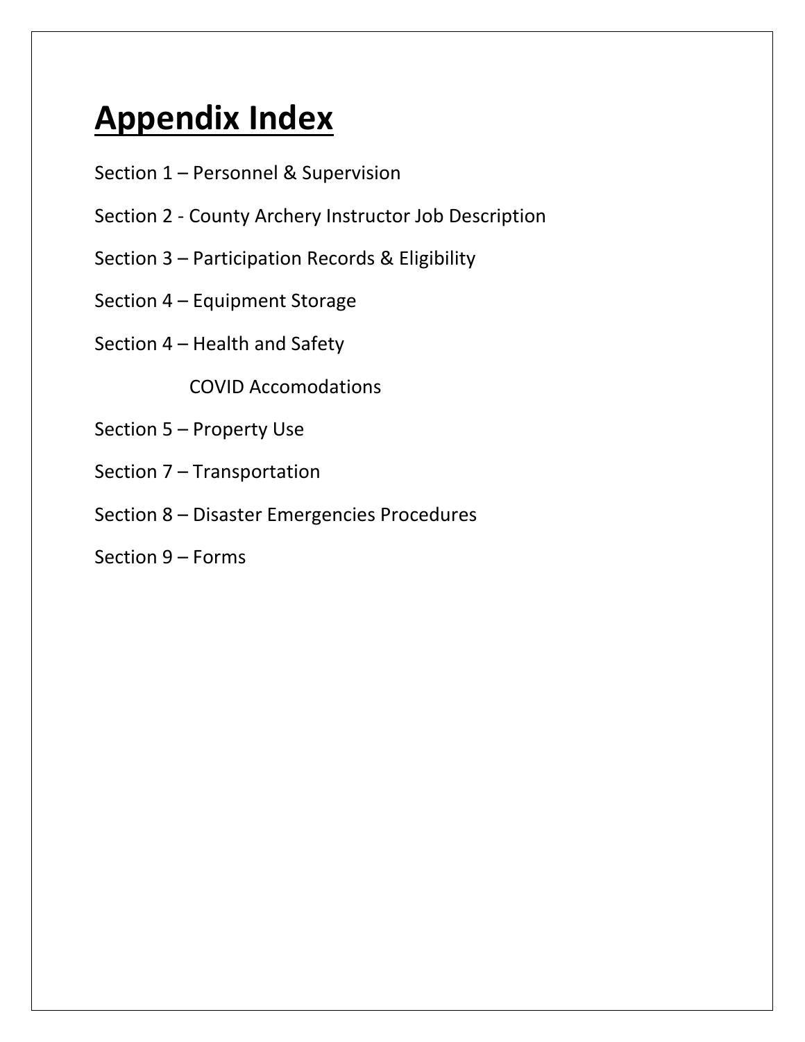# Appendix Index

Section 1 – Personnel & Supervision

Section 2 - County Archery Instructor Job Description

Section 3 – Participation Records & Eligibility

Section 4 – Equipment Storage

Section 4 – Health and Safety

COVID Accomodations

Section 5 – Property Use

Section 7 – Transportation

Section 8 – Disaster Emergencies Procedures

Section 9 – Forms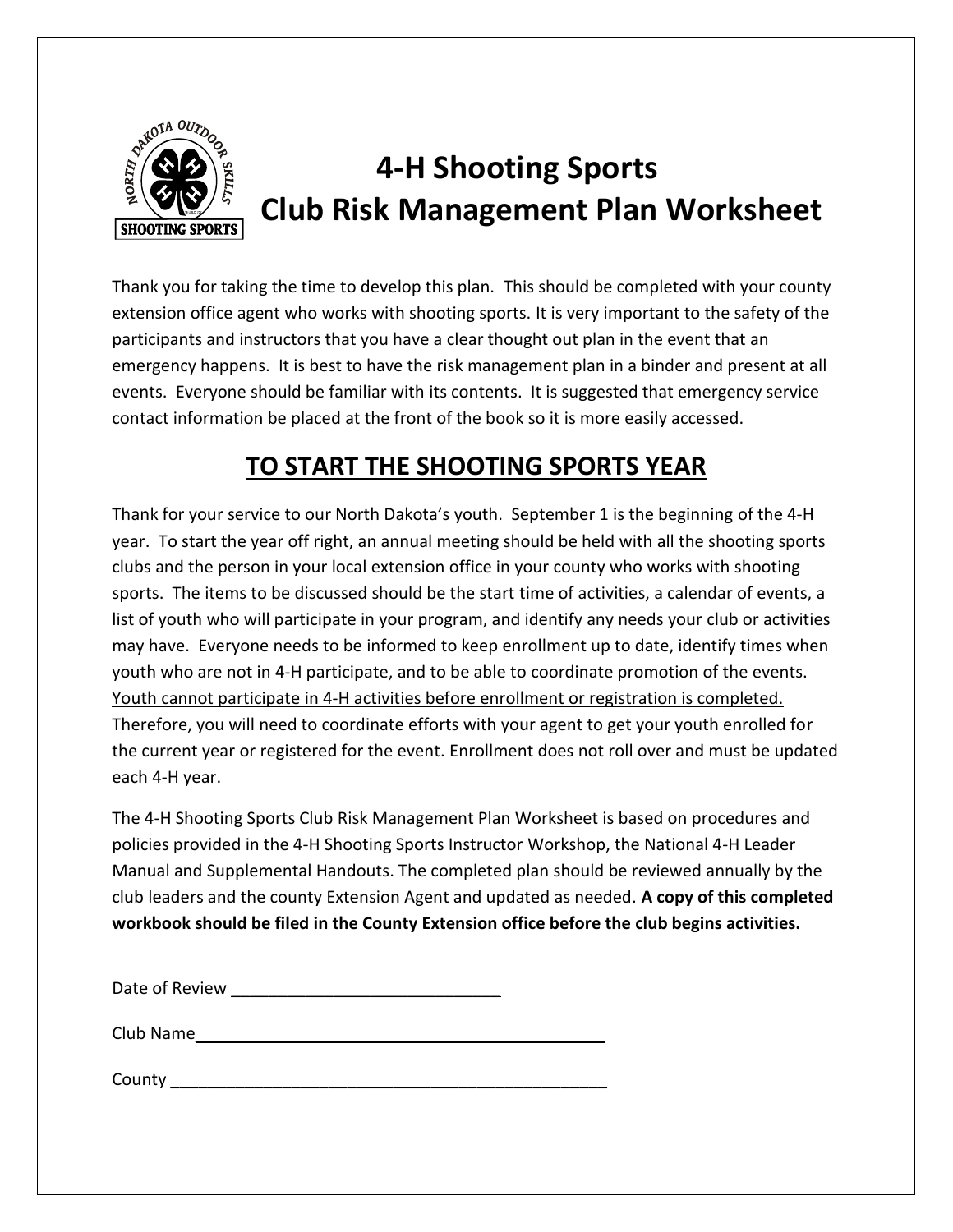# 4-H Shooting Sports Club Risk Management Plan Worksheet

Thank you for taking the time to develop this plan. This should be completed with your county extension office agent who works with shooting sports. It is very important to the safety of the participants and instructors that you have a clear thought out plan in the event that an emergency happens. It is best to have the risk management plan in a binder and present at all events. Everyone should be familiar with its contents. It is suggested that emergency service contact information be placed at the front of the book so it is more easily accessed.

## TO START THE SHOOTING SPORTS YEAR

Thank for your service to our North Dakota's youth. September 1 is the beginning of the 4-H year. To start the year off right, an annual meeting should be held with all the shooting sports clubs and the person in your local extension office in your county who works with shooting sports. The items to be discussed should be the start time of activities, a calendar of events, a list of youth who will participate in your program, and identify any needs your club or activities may have. Everyone needs to be informed to keep enrollment up to date, identify times when youth who are not in 4-H participate, and to be able to coordinate promotion of the events. <u>Youth cannot participate in 4-H activities before enrollment or registration is completed.</u> Therefore, you will need to coordinate efforts with your agent to get your youth enrolled for the current year or registered for the event. Enrollment does not roll over and must be updated each 4-H year.

The 4-H Shooting Sports Club Risk Management Plan Worksheet is based on procedures and policies provided in the 4-H Shooting Sports Instructor Workshop, the National 4-H Leader Manual and Supplemental Handouts. The completed plan should be reviewed annually by the club leaders and the county Extension Agent and updated as needed. **A copy of this completed workbook should be filed in the County Extension office before the club begins activities.**

Date of Review ____________________________

Club Name ____________________________________________

County ______________________________________________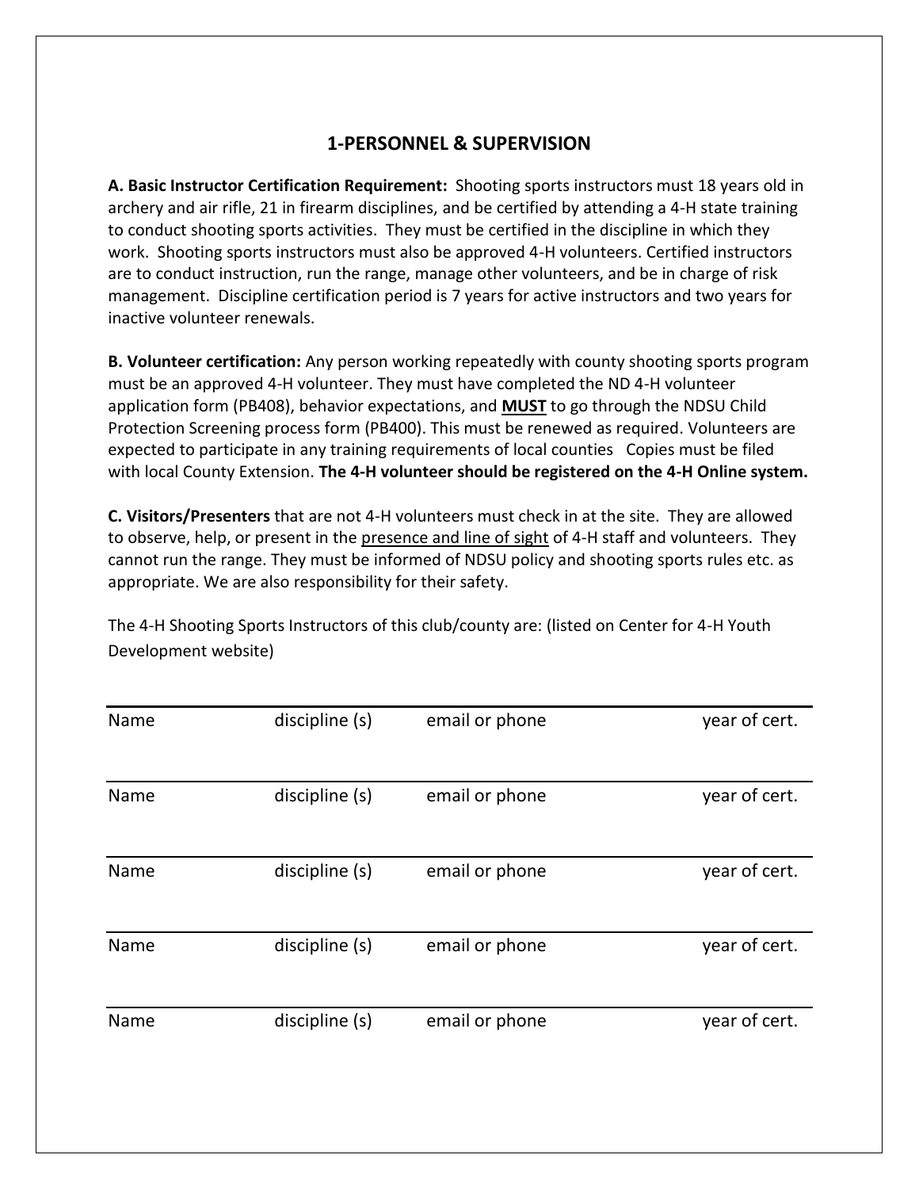## 1-PERSONNEL & SUPERVISION

**A. Basic Instructor Certification Requirement:** Shooting sports instructors must 18 years old in archery and air rifle, 21 in firearm disciplines, and be certified by attending a 4-H state training to conduct shooting sports activities. They must be certified in the discipline in which they work. Shooting sports instructors must also be approved 4-H volunteers. Certified instructors are to conduct instruction, run the range, manage other volunteers, and be in charge of risk management. Discipline certification period is 7 years for active instructors and two years for inactive volunteer renewals.

**B. Volunteer certification:** Any person working repeatedly with county shooting sports program must be an approved 4-H volunteer. They must have completed the ND 4-H volunteer application form (PB408), behavior expectations, and **MUST** to go through the NDSU Child Protection Screening process form (PB400). This must be renewed as required. Volunteers are expected to participate in any training requirements of local counties Copies must be filed with local County Extension. **The 4-H volunteer should be registered on the 4-H Online system.**

**C. Visitors/Presenters** that are not 4-H volunteers must check in at the site. They are allowed to observe, help, or present in the presence and line of sight of 4-H staff and volunteers. They cannot run the range. They must be informed of NDSU policy and shooting sports rules etc. as appropriate. We are also responsibility for their safety.

The 4-H Shooting Sports Instructors of this club/county are: (listed on Center for 4-H Youth Development website)

| Name | discipline (s) | email or phone | year of cert. |
|---|---|---|---|
| Name | discipline (s) | email or phone | year of cert. |
| Name | discipline (s) | email or phone | year of cert. |
| Name | discipline (s) | email or phone | year of cert. |
| Name | discipline (s) | email or phone | year of cert. |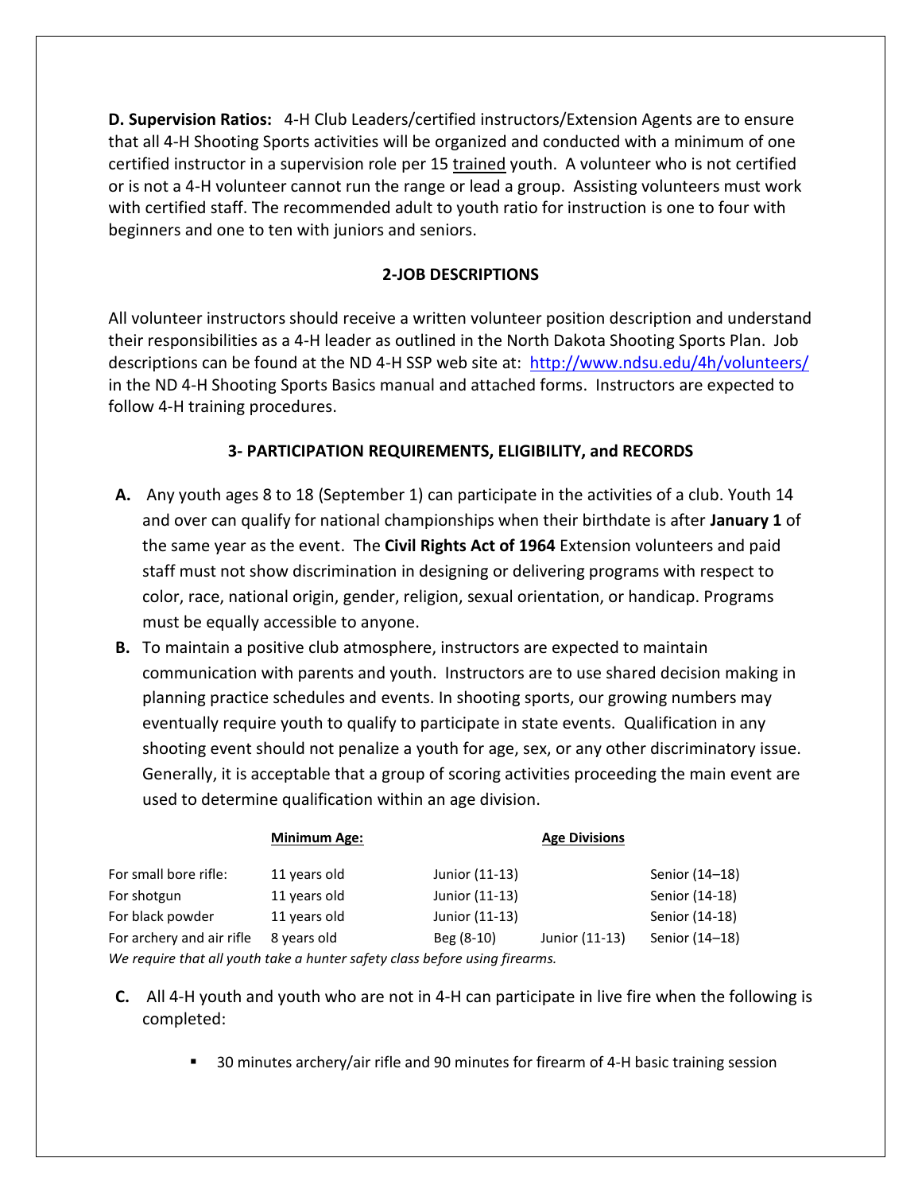**D. Supervision Ratios:** 4-H Club Leaders/certified instructors/Extension Agents are to ensure that all 4-H Shooting Sports activities will be organized and conducted with a minimum of one certified instructor in a supervision role per 15 trained youth. A volunteer who is not certified or is not a 4-H volunteer cannot run the range or lead a group. Assisting volunteers must work with certified staff. The recommended adult to youth ratio for instruction is one to four with beginners and one to ten with juniors and seniors.

## 2-JOB DESCRIPTIONS

All volunteer instructors should receive a written volunteer position description and understand their responsibilities as a 4-H leader as outlined in the North Dakota Shooting Sports Plan. Job descriptions can be found at the ND 4-H SSP web site at: http://www.ndsu.edu/4h/volunteers/ in the ND 4-H Shooting Sports Basics manual and attached forms. Instructors are expected to follow 4-H training procedures.

## 3- PARTICIPATION REQUIREMENTS, ELIGIBILITY, and RECORDS

**A.** Any youth ages 8 to 18 (September 1) can participate in the activities of a club. Youth 14 and over can qualify for national championships when their birthdate is after **January 1** of the same year as the event. The **Civil Rights Act of 1964** Extension volunteers and paid staff must not show discrimination in designing or delivering programs with respect to color, race, national origin, gender, religion, sexual orientation, or handicap. Programs must be equally accessible to anyone.

**B.** To maintain a positive club atmosphere, instructors are expected to maintain communication with parents and youth. Instructors are to use shared decision making in planning practice schedules and events. In shooting sports, our growing numbers may eventually require youth to qualify to participate in state events. Qualification in any shooting event should not penalize a youth for age, sex, or any other discriminatory issue. Generally, it is acceptable that a group of scoring activities proceeding the main event are used to determine qualification within an age division.

| | Minimum Age: | Age Divisions | | |
|---|---|---|---|---|
| For small bore rifle: | 11 years old | Junior (11-13) | | Senior (14–18) |
| For shotgun | 11 years old | Junior (11-13) | | Senior (14-18) |
| For black powder | 11 years old | Junior (11-13) | | Senior (14-18) |
| For archery and air rifle | 8 years old | Beg (8-10) | Junior (11-13) | Senior (14–18) |

*We require that all youth take a hunter safety class before using firearms.*

**C.** All 4-H youth and youth who are not in 4-H can participate in live fire when the following is completed:

- 30 minutes archery/air rifle and 90 minutes for firearm of 4-H basic training session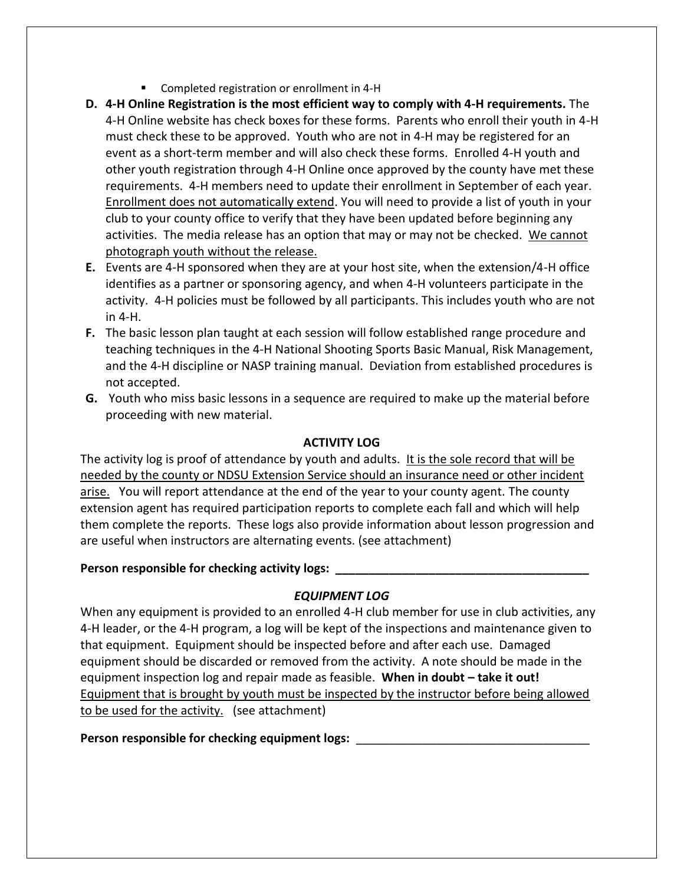- Completed registration or enrollment in 4-H

D. **4-H Online Registration is the most efficient way to comply with 4-H requirements.** The 4-H Online website has check boxes for these forms. Parents who enroll their youth in 4-H must check these to be approved. Youth who are not in 4-H may be registered for an event as a short-term member and will also check these forms. Enrolled 4-H youth and other youth registration through 4-H Online once approved by the county have met these requirements. 4-H members need to update their enrollment in September of each year. <u>Enrollment does not automatically extend</u>. You will need to provide a list of youth in your club to your county office to verify that they have been updated before beginning any activities. The media release has an option that may or may not be checked. <u>We cannot photograph youth without the release.</u>

E. Events are 4-H sponsored when they are at your host site, when the extension/4-H office identifies as a partner or sponsoring agency, and when 4-H volunteers participate in the activity. 4-H policies must be followed by all participants. This includes youth who are not in 4-H.

F. The basic lesson plan taught at each session will follow established range procedure and teaching techniques in the 4-H National Shooting Sports Basic Manual, Risk Management, and the 4-H discipline or NASP training manual. Deviation from established procedures is not accepted.

G. Youth who miss basic lessons in a sequence are required to make up the material before proceeding with new material.

## ACTIVITY LOG

The activity log is proof of attendance by youth and adults. <u>It is the sole record that will be needed by the county or NDSU Extension Service should an insurance need or other incident arise.</u> You will report attendance at the end of the year to your county agent. The county extension agent has required participation reports to complete each fall and which will help them complete the reports. These logs also provide information about lesson progression and are useful when instructors are alternating events. (see attachment)

**Person responsible for checking activity logs: ________________________________________**

## *EQUIPMENT LOG*

When any equipment is provided to an enrolled 4-H club member for use in club activities, any 4-H leader, or the 4-H program, a log will be kept of the inspections and maintenance given to that equipment. Equipment should be inspected before and after each use. Damaged equipment should be discarded or removed from the activity. A note should be made in the equipment inspection log and repair made as feasible. **When in doubt – take it out!** <u>Equipment that is brought by youth must be inspected by the instructor before being allowed to be used for the activity.</u> (see attachment)

**Person responsible for checking equipment logs:** ____________________________________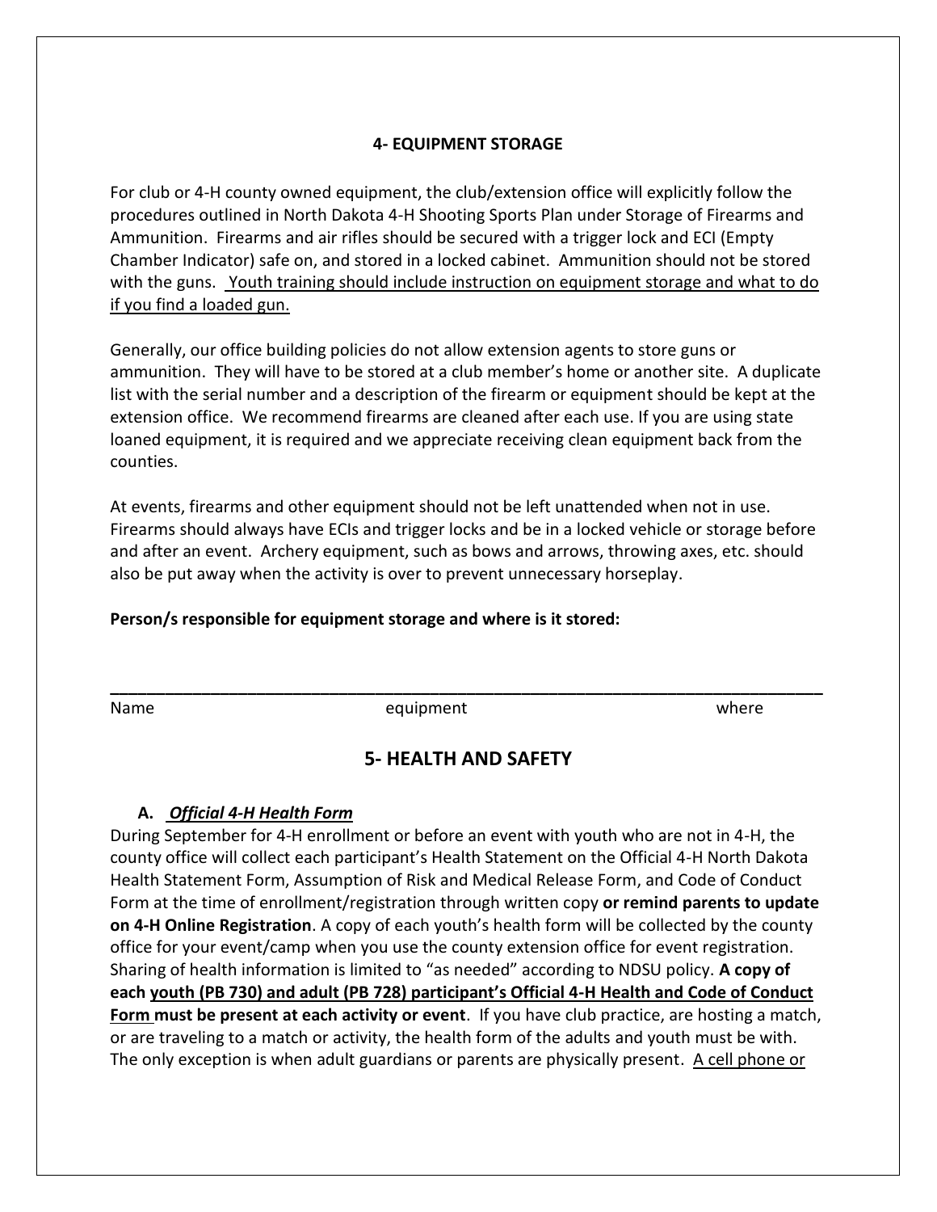### 4- EQUIPMENT STORAGE

For club or 4-H county owned equipment, the club/extension office will explicitly follow the procedures outlined in North Dakota 4-H Shooting Sports Plan under Storage of Firearms and Ammunition. Firearms and air rifles should be secured with a trigger lock and ECI (Empty Chamber Indicator) safe on, and stored in a locked cabinet. Ammunition should not be stored with the guns. <u>Youth training should include instruction on equipment storage and what to do if you find a loaded gun.</u>

Generally, our office building policies do not allow extension agents to store guns or ammunition. They will have to be stored at a club member's home or another site. A duplicate list with the serial number and a description of the firearm or equipment should be kept at the extension office. We recommend firearms are cleaned after each use. If you are using state loaned equipment, it is required and we appreciate receiving clean equipment back from the counties.

At events, firearms and other equipment should not be left unattended when not in use. Firearms should always have ECIs and trigger locks and be in a locked vehicle or storage before and after an event. Archery equipment, such as bows and arrows, throwing axes, etc. should also be put away when the activity is over to prevent unnecessary horseplay.

**Person/s responsible for equipment storage and where is it stored:**

______________________________________________________________________________
Name equipment where

## 5- HEALTH AND SAFETY

**A. *<u>Official 4-H Health Form</u>***

During September for 4-H enrollment or before an event with youth who are not in 4-H, the county office will collect each participant's Health Statement on the Official 4-H North Dakota Health Statement Form, Assumption of Risk and Medical Release Form, and Code of Conduct Form at the time of enrollment/registration through written copy **or remind parents to update on 4-H Online Registration**. A copy of each youth's health form will be collected by the county office for your event/camp when you use the county extension office for event registration. Sharing of health information is limited to "as needed" according to NDSU policy. **A copy of each <u>youth (PB 730) and adult (PB 728) participant's Official 4-H Health and Code of Conduct Form</u> must be present at each activity or event**. If you have club practice, are hosting a match, or are traveling to a match or activity, the health form of the adults and youth must be with. The only exception is when adult guardians or parents are physically present. <u>A cell phone or</u>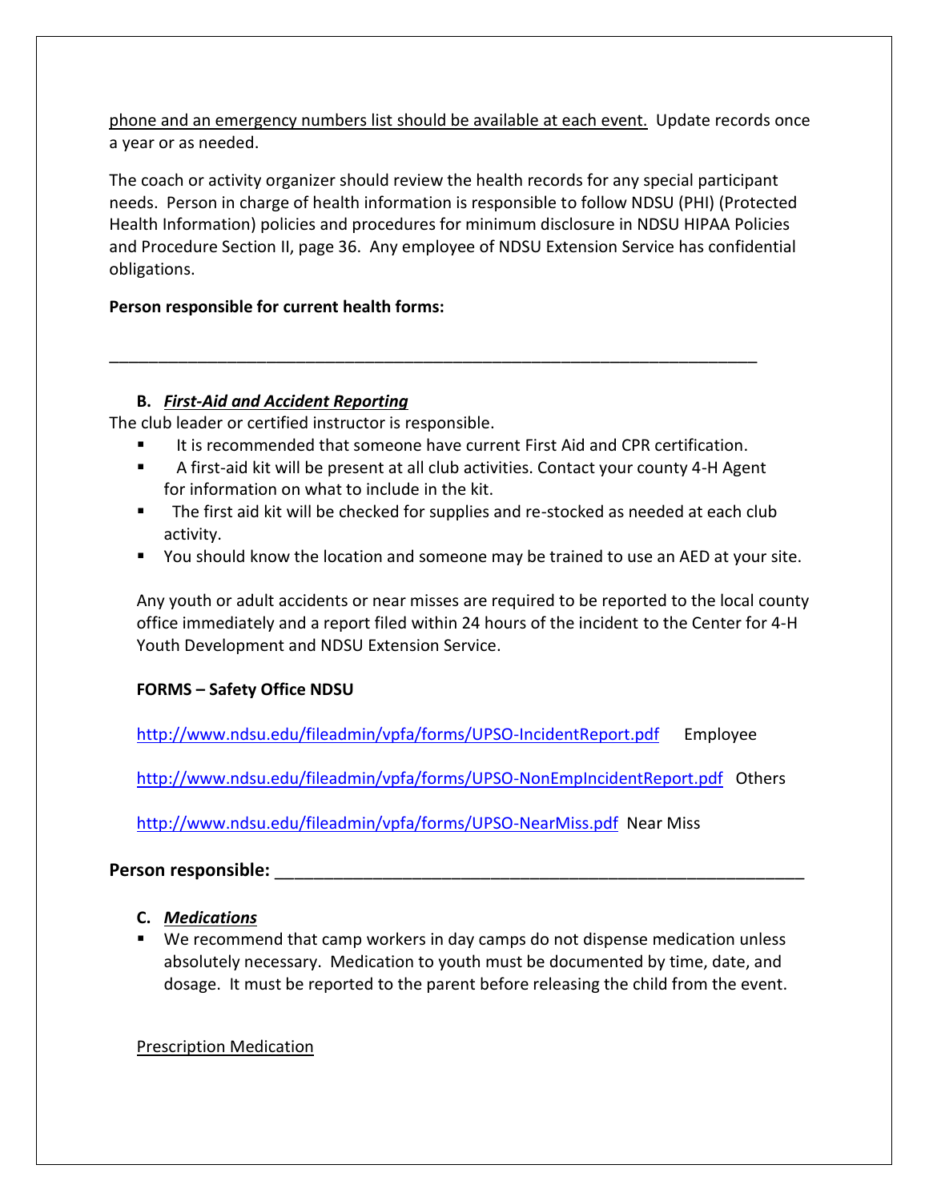phone and an emergency numbers list should be available at each event. Update records once a year or as needed.

The coach or activity organizer should review the health records for any special participant needs. Person in charge of health information is responsible to follow NDSU (PHI) (Protected Health Information) policies and procedures for minimum disclosure in NDSU HIPAA Policies and Procedure Section II, page 36. Any employee of NDSU Extension Service has confidential obligations.

**Person responsible for current health forms:**

___________________________________________________________________________

### B. ***First-Aid and Accident Reporting***

The club leader or certified instructor is responsible.

- It is recommended that someone have current First Aid and CPR certification.
- A first-aid kit will be present at all club activities. Contact your county 4-H Agent for information on what to include in the kit.
- The first aid kit will be checked for supplies and re-stocked as needed at each club activity.
- You should know the location and someone may be trained to use an AED at your site.

Any youth or adult accidents or near misses are required to be reported to the local county office immediately and a report filed within 24 hours of the incident to the Center for 4-H Youth Development and NDSU Extension Service.

**FORMS – Safety Office NDSU**

http://www.ndsu.edu/fileadmin/vpfa/forms/UPSO-IncidentReport.pdf Employee

http://www.ndsu.edu/fileadmin/vpfa/forms/UPSO-NonEmpIncidentReport.pdf Others

http://www.ndsu.edu/fileadmin/vpfa/forms/UPSO-NearMiss.pdf Near Miss

**Person responsible:** ___________________________________________________________

### C. ***Medications***

- We recommend that camp workers in day camps do not dispense medication unless absolutely necessary. Medication to youth must be documented by time, date, and dosage. It must be reported to the parent before releasing the child from the event.

Prescription Medication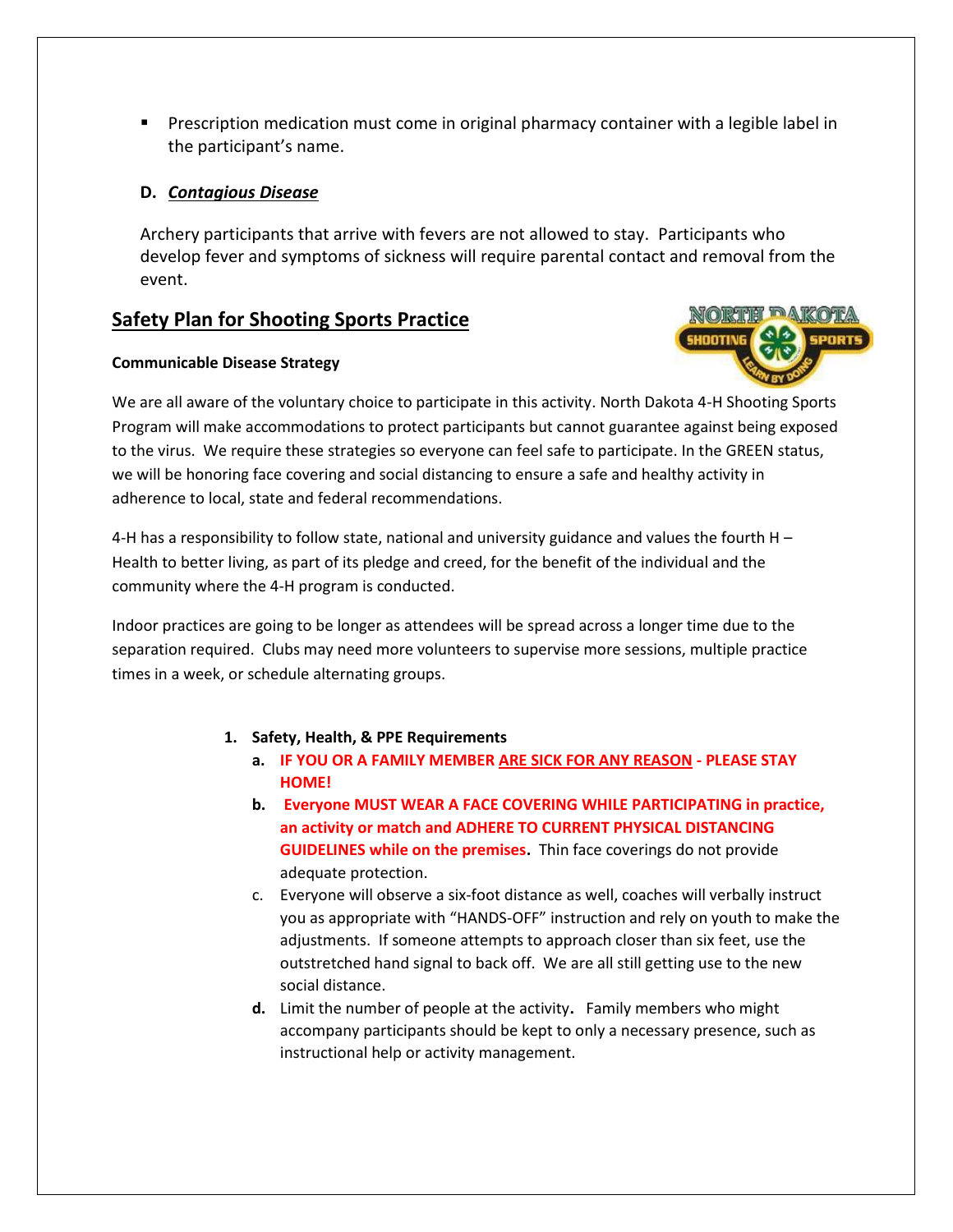- Prescription medication must come in original pharmacy container with a legible label in the participant's name.

**D. *Contagious Disease***

Archery participants that arrive with fevers are not allowed to stay. Participants who develop fever and symptoms of sickness will require parental contact and removal from the event.

## Safety Plan for Shooting Sports Practice

**Communicable Disease Strategy**

We are all aware of the voluntary choice to participate in this activity. North Dakota 4-H Shooting Sports Program will make accommodations to protect participants but cannot guarantee against being exposed to the virus. We require these strategies so everyone can feel safe to participate. In the GREEN status, we will be honoring face covering and social distancing to ensure a safe and healthy activity in adherence to local, state and federal recommendations.

4-H has a responsibility to follow state, national and university guidance and values the fourth H – Health to better living, as part of its pledge and creed, for the benefit of the individual and the community where the 4-H program is conducted.

Indoor practices are going to be longer as attendees will be spread across a longer time due to the separation required. Clubs may need more volunteers to supervise more sessions, multiple practice times in a week, or schedule alternating groups.

1. **Safety, Health, & PPE Requirements**
   a. **IF YOU OR A FAMILY MEMBER ARE SICK FOR ANY REASON - PLEASE STAY HOME!**
   b. **Everyone MUST WEAR A FACE COVERING WHILE PARTICIPATING in practice, an activity or match and ADHERE TO CURRENT PHYSICAL DISTANCING GUIDELINES while on the premises.** Thin face coverings do not provide adequate protection.
   c. Everyone will observe a six-foot distance as well, coaches will verbally instruct you as appropriate with "HANDS-OFF" instruction and rely on youth to make the adjustments. If someone attempts to approach closer than six feet, use the outstretched hand signal to back off. We are all still getting use to the new social distance.
   d. Limit the number of people at the activity**.** Family members who might accompany participants should be kept to only a necessary presence, such as instructional help or activity management.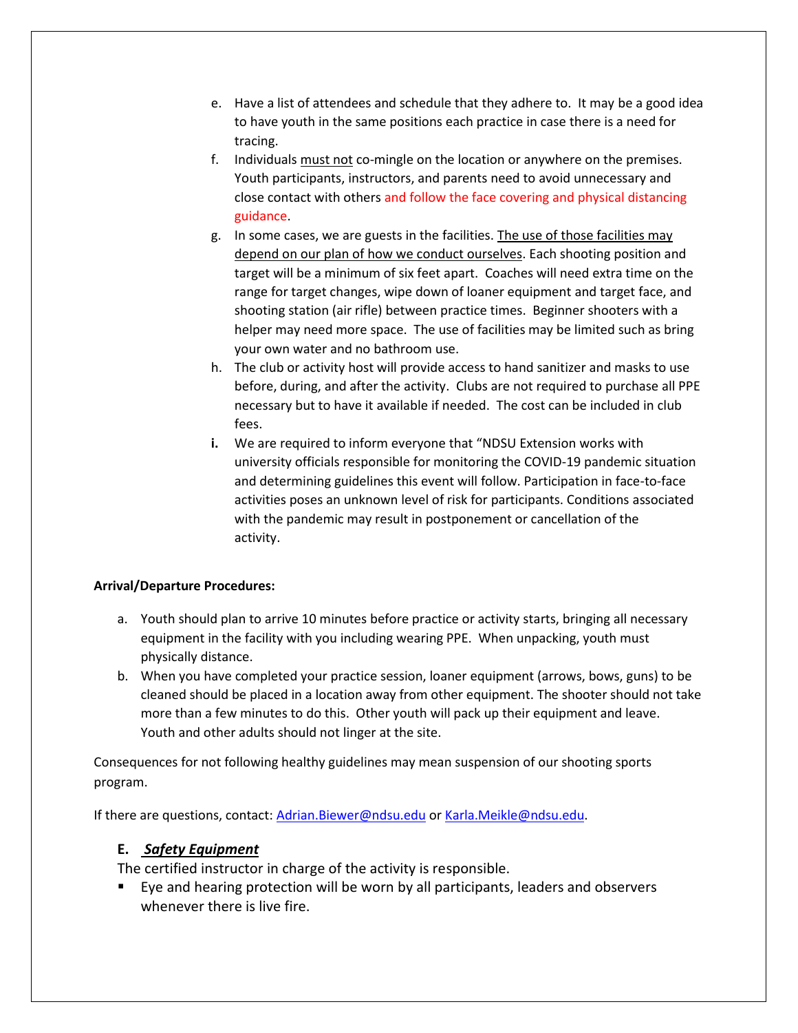e. Have a list of attendees and schedule that they adhere to. It may be a good idea to have youth in the same positions each practice in case there is a need for tracing.
f. Individuals must not co-mingle on the location or anywhere on the premises. Youth participants, instructors, and parents need to avoid unnecessary and close contact with others and follow the face covering and physical distancing guidance.
g. In some cases, we are guests in the facilities. The use of those facilities may depend on our plan of how we conduct ourselves. Each shooting position and target will be a minimum of six feet apart. Coaches will need extra time on the range for target changes, wipe down of loaner equipment and target face, and shooting station (air rifle) between practice times. Beginner shooters with a helper may need more space. The use of facilities may be limited such as bring your own water and no bathroom use.
h. The club or activity host will provide access to hand sanitizer and masks to use before, during, and after the activity. Clubs are not required to purchase all PPE necessary but to have it available if needed. The cost can be included in club fees.
**i.** We are required to inform everyone that "NDSU Extension works with university officials responsible for monitoring the COVID-19 pandemic situation and determining guidelines this event will follow. Participation in face-to-face activities poses an unknown level of risk for participants. Conditions associated with the pandemic may result in postponement or cancellation of the activity.

**Arrival/Departure Procedures:**

a. Youth should plan to arrive 10 minutes before practice or activity starts, bringing all necessary equipment in the facility with you including wearing PPE. When unpacking, youth must physically distance.
b. When you have completed your practice session, loaner equipment (arrows, bows, guns) to be cleaned should be placed in a location away from other equipment. The shooter should not take more than a few minutes to do this. Other youth will pack up their equipment and leave. Youth and other adults should not linger at the site.

Consequences for not following healthy guidelines may mean suspension of our shooting sports program.

If there are questions, contact: Adrian.Biewer@ndsu.edu or Karla.Meikle@ndsu.edu.

### E. *Safety Equipment*

The certified instructor in charge of the activity is responsible.

- Eye and hearing protection will be worn by all participants, leaders and observers whenever there is live fire.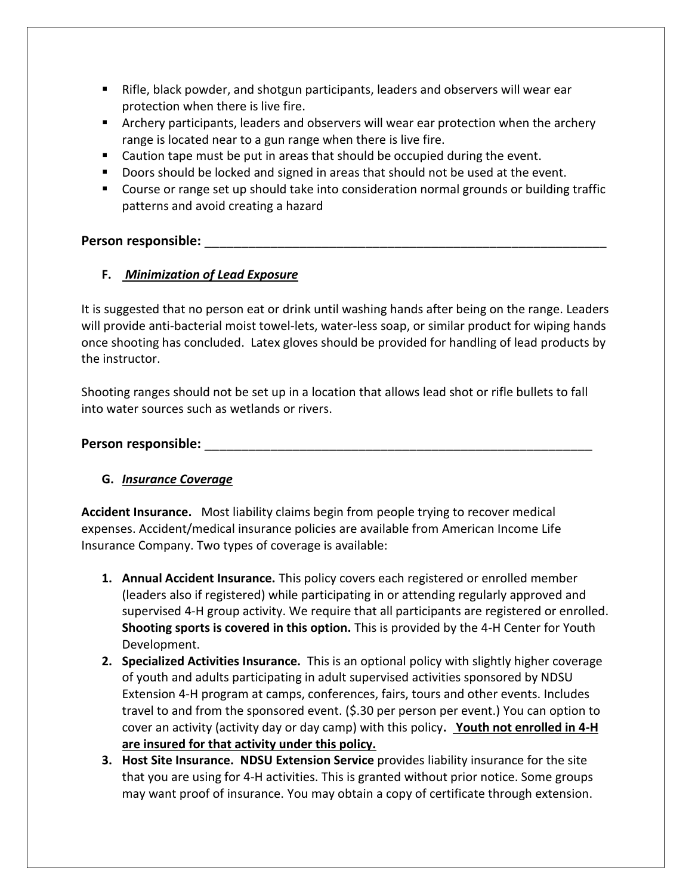- Rifle, black powder, and shotgun participants, leaders and observers will wear ear protection when there is live fire.
- Archery participants, leaders and observers will wear ear protection when the archery range is located near to a gun range when there is live fire.
- Caution tape must be put in areas that should be occupied during the event.
- Doors should be locked and signed in areas that should not be used at the event.
- Course or range set up should take into consideration normal grounds or building traffic patterns and avoid creating a hazard

**Person responsible:** ___________________________________________________________

### F. ***Minimization of Lead Exposure***

It is suggested that no person eat or drink until washing hands after being on the range. Leaders will provide anti-bacterial moist towel-lets, water-less soap, or similar product for wiping hands once shooting has concluded. Latex gloves should be provided for handling of lead products by the instructor.

Shooting ranges should not be set up in a location that allows lead shot or rifle bullets to fall into water sources such as wetlands or rivers.

**Person responsible:** _________________________________________________________

### G. ***Insurance Coverage***

**Accident Insurance.** Most liability claims begin from people trying to recover medical expenses. Accident/medical insurance policies are available from American Income Life Insurance Company. Two types of coverage is available:

1. **Annual Accident Insurance.** This policy covers each registered or enrolled member (leaders also if registered) while participating in or attending regularly approved and supervised 4-H group activity. We require that all participants are registered or enrolled. **Shooting sports is covered in this option.** This is provided by the 4-H Center for Youth Development.
2. **Specialized Activities Insurance.** This is an optional policy with slightly higher coverage of youth and adults participating in adult supervised activities sponsored by NDSU Extension 4-H program at camps, conferences, fairs, tours and other events. Includes travel to and from the sponsored event. ($.30 per person per event.) You can option to cover an activity (activity day or day camp) with this policy**.** **Youth not enrolled in 4-H are insured for that activity under this policy.**
3. **Host Site Insurance. NDSU Extension Service** provides liability insurance for the site that you are using for 4-H activities. This is granted without prior notice. Some groups may want proof of insurance. You may obtain a copy of certificate through extension.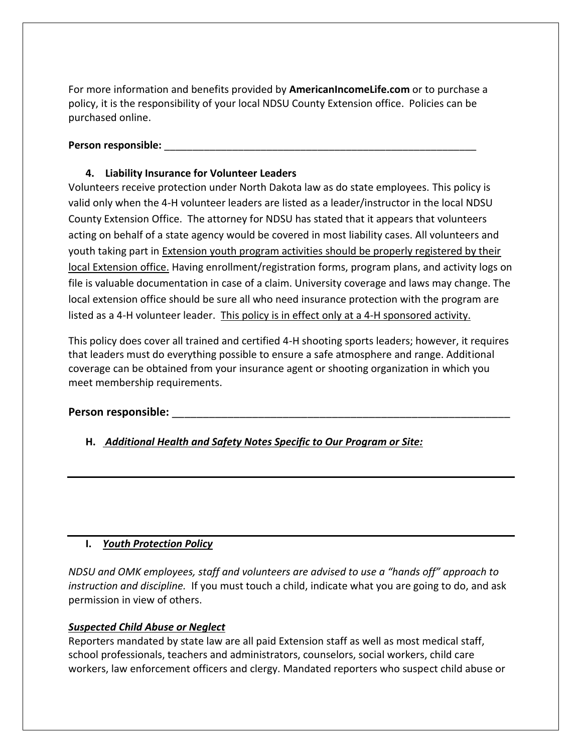For more information and benefits provided by **AmericanIncomeLife.com** or to purchase a policy, it is the responsibility of your local NDSU County Extension office. Policies can be purchased online.

**Person responsible:** ___________________________________________________________

**4. Liability Insurance for Volunteer Leaders**

Volunteers receive protection under North Dakota law as do state employees. This policy is valid only when the 4-H volunteer leaders are listed as a leader/instructor in the local NDSU County Extension Office. The attorney for NDSU has stated that it appears that volunteers acting on behalf of a state agency would be covered in most liability cases. All volunteers and youth taking part in <u>Extension youth program activities should be properly registered by their local Extension office.</u> Having enrollment/registration forms, program plans, and activity logs on file is valuable documentation in case of a claim. University coverage and laws may change. The local extension office should be sure all who need insurance protection with the program are listed as a 4-H volunteer leader. <u>This policy is in effect only at a 4-H sponsored activity.</u>

This policy does cover all trained and certified 4-H shooting sports leaders; however, it requires that leaders must do everything possible to ensure a safe atmosphere and range. Additional coverage can be obtained from your insurance agent or shooting organization in which you meet membership requirements.

**Person responsible:** ___________________________________________________________

### H. ***<u>Additional Health and Safety Notes Specific to Our Program or Site:</u>***

---

---

### I. ***<u>Youth Protection Policy</u>***

*NDSU and OMK employees, staff and volunteers are advised to use a "hands off" approach to instruction and discipline.* If you must touch a child, indicate what you are going to do, and ask permission in view of others.

***<u>Suspected Child Abuse or Neglect</u>***

Reporters mandated by state law are all paid Extension staff as well as most medical staff, school professionals, teachers and administrators, counselors, social workers, child care workers, law enforcement officers and clergy. Mandated reporters who suspect child abuse or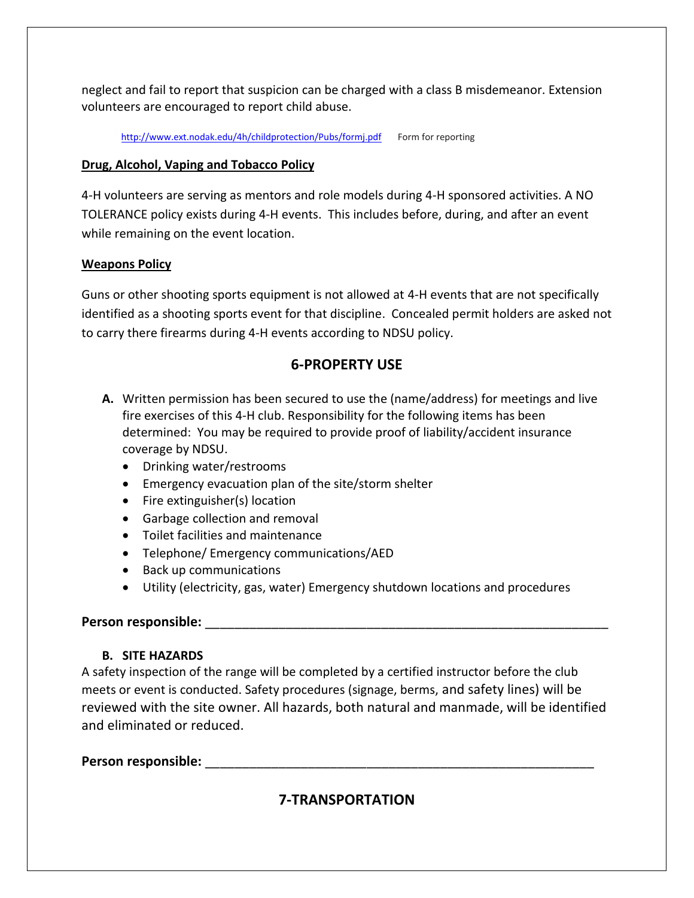neglect and fail to report that suspicion can be charged with a class B misdemeanor. Extension volunteers are encouraged to report child abuse.

http://www.ext.nodak.edu/4h/childprotection/Pubs/formj.pdf Form for reporting

**Drug, Alcohol, Vaping and Tobacco Policy**

4-H volunteers are serving as mentors and role models during 4-H sponsored activities. A NO TOLERANCE policy exists during 4-H events. This includes before, during, and after an event while remaining on the event location.

**Weapons Policy**

Guns or other shooting sports equipment is not allowed at 4-H events that are not specifically identified as a shooting sports event for that discipline. Concealed permit holders are asked not to carry there firearms during 4-H events according to NDSU policy.

## 6-PROPERTY USE

**A.** Written permission has been secured to use the (name/address) for meetings and live fire exercises of this 4-H club. Responsibility for the following items has been determined: You may be required to provide proof of liability/accident insurance coverage by NDSU.

- Drinking water/restrooms
- Emergency evacuation plan of the site/storm shelter
- Fire extinguisher(s) location
- Garbage collection and removal
- Toilet facilities and maintenance
- Telephone/ Emergency communications/AED
- Back up communications
- Utility (electricity, gas, water) Emergency shutdown locations and procedures

**Person responsible:** ___________________________________________________________

**B. SITE HAZARDS**

A safety inspection of the range will be completed by a certified instructor before the club meets or event is conducted. Safety procedures (signage, berms, and safety lines) will be reviewed with the site owner. All hazards, both natural and manmade, will be identified and eliminated or reduced.

**Person responsible:** _________________________________________________________

## 7-TRANSPORTATION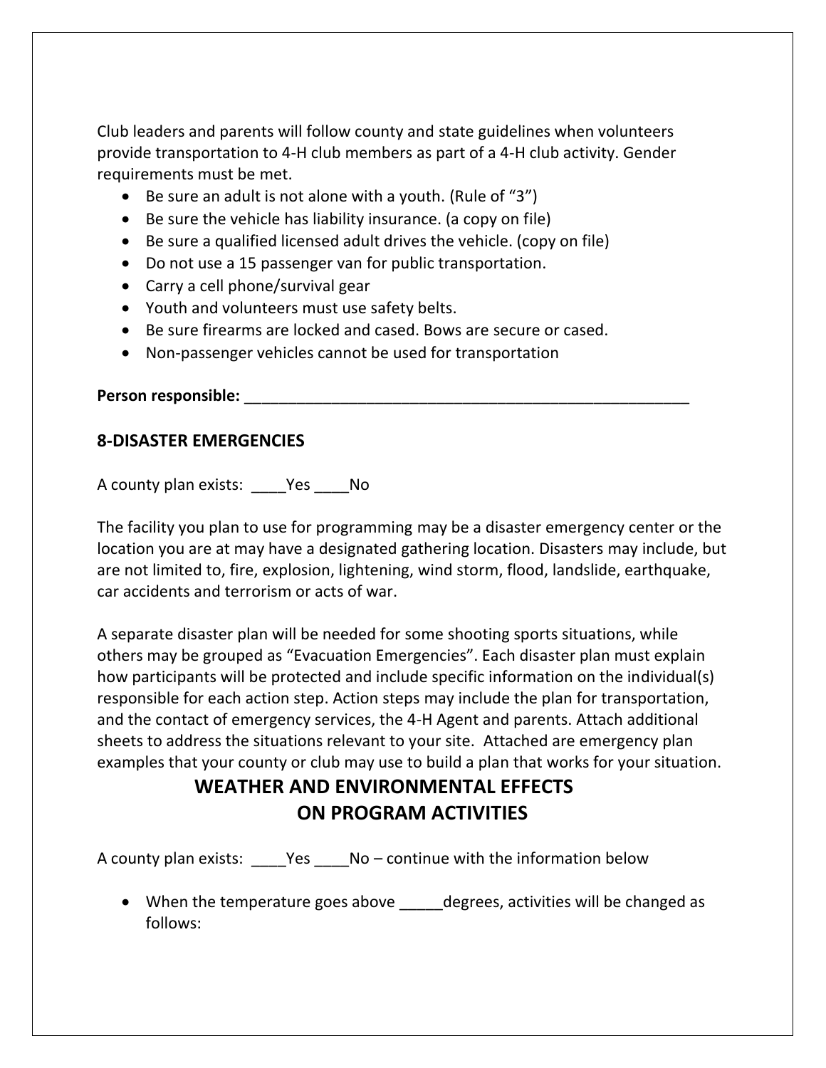Club leaders and parents will follow county and state guidelines when volunteers provide transportation to 4-H club members as part of a 4-H club activity. Gender requirements must be met.

- Be sure an adult is not alone with a youth. (Rule of "3")
- Be sure the vehicle has liability insurance. (a copy on file)
- Be sure a qualified licensed adult drives the vehicle. (copy on file)
- Do not use a 15 passenger van for public transportation.
- Carry a cell phone/survival gear
- Youth and volunteers must use safety belts.
- Be sure firearms are locked and cased. Bows are secure or cased.
- Non-passenger vehicles cannot be used for transportation

**Person responsible:** _______________________________________________________

## 8-DISASTER EMERGENCIES

A county plan exists: ____Yes ____No

The facility you plan to use for programming may be a disaster emergency center or the location you are at may have a designated gathering location. Disasters may include, but are not limited to, fire, explosion, lightening, wind storm, flood, landslide, earthquake, car accidents and terrorism or acts of war.

A separate disaster plan will be needed for some shooting sports situations, while others may be grouped as "Evacuation Emergencies". Each disaster plan must explain how participants will be protected and include specific information on the individual(s) responsible for each action step. Action steps may include the plan for transportation, and the contact of emergency services, the 4-H Agent and parents. Attach additional sheets to address the situations relevant to your site. Attached are emergency plan examples that your county or club may use to build a plan that works for your situation.

## WEATHER AND ENVIRONMENTAL EFFECTS ON PROGRAM ACTIVITIES

A county plan exists: ____Yes ____No – continue with the information below

- When the temperature goes above _____degrees, activities will be changed as follows: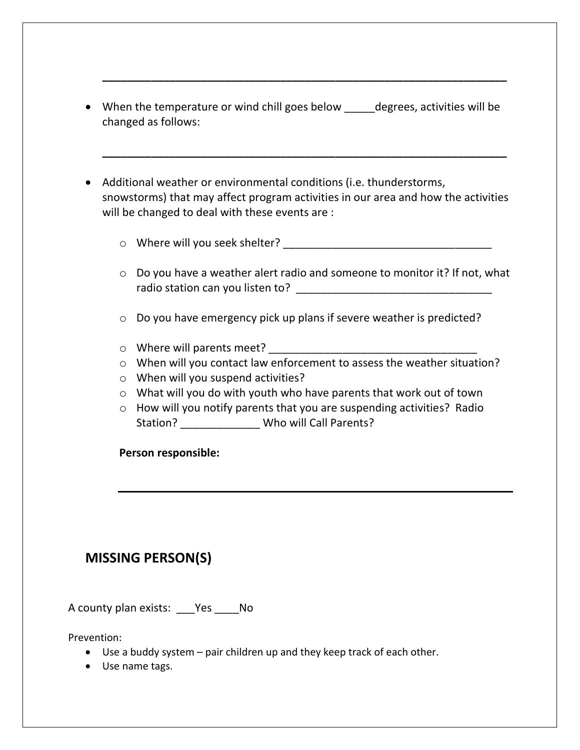___________________________________________________________________

- When the temperature or wind chill goes below _____degrees, activities will be changed as follows:

___________________________________________________________________

- Additional weather or environmental conditions (i.e. thunderstorms, snowstorms) that may affect program activities in our area and how the activities will be changed to deal with these events are :
  - Where will you seek shelter? __________________________________
  - Do you have a weather alert radio and someone to monitor it? If not, what radio station can you listen to? ________________________________
  - Do you have emergency pick up plans if severe weather is predicted?
  - Where will parents meet? __________________________________
  - When will you contact law enforcement to assess the weather situation?
  - When will you suspend activities?
  - What will you do with youth who have parents that work out of town
  - How will you notify parents that you are suspending activities? Radio Station? _____________ Who will Call Parents?

  **Person responsible:**

  ___________________________________________________________________

## MISSING PERSON(S)

A county plan exists: ___Yes ____No

Prevention:

- Use a buddy system – pair children up and they keep track of each other.
- Use name tags.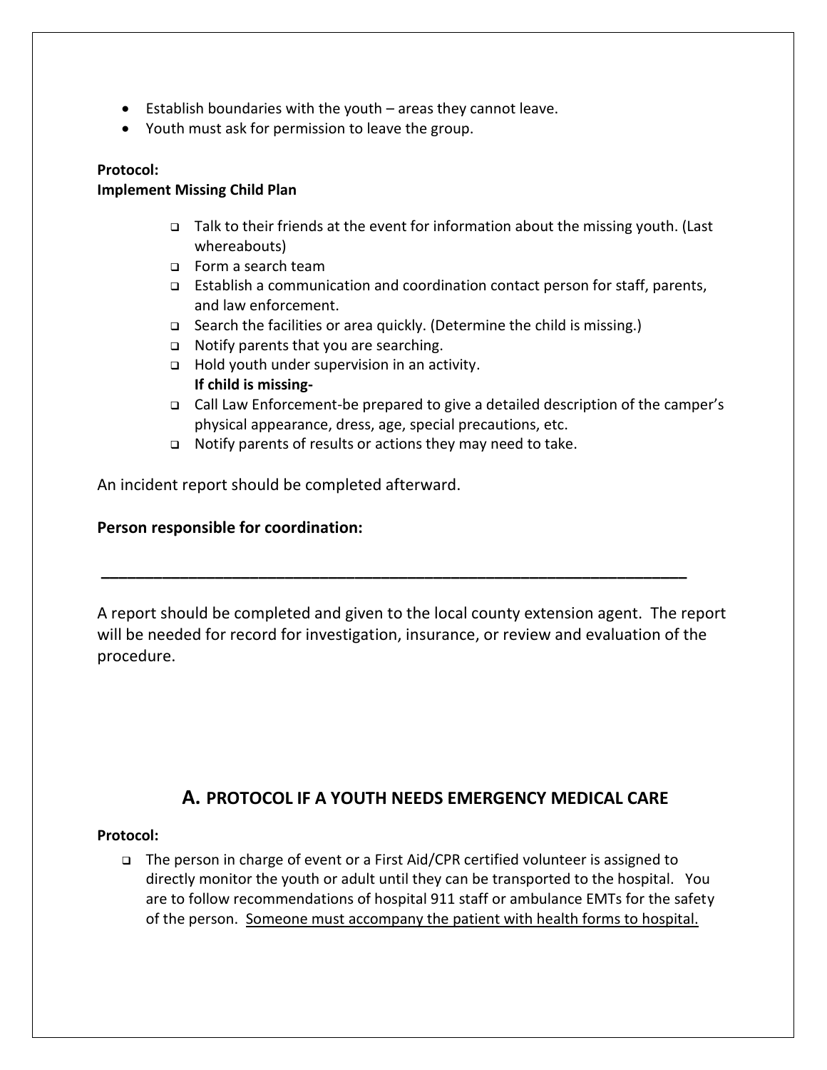- Establish boundaries with the youth – areas they cannot leave.
- Youth must ask for permission to leave the group.

**Protocol:**
**Implement Missing Child Plan**

- Talk to their friends at the event for information about the missing youth. (Last whereabouts)
- Form a search team
- Establish a communication and coordination contact person for staff, parents, and law enforcement.
- Search the facilities or area quickly. (Determine the child is missing.)
- Notify parents that you are searching.
- Hold youth under supervision in an activity.

  **If child is missing-**
- Call Law Enforcement-be prepared to give a detailed description of the camper's physical appearance, dress, age, special precautions, etc.
- Notify parents of results or actions they may need to take.

An incident report should be completed afterward.

**Person responsible for coordination:**

___________________________________________________________________

A report should be completed and given to the local county extension agent. The report will be needed for record for investigation, insurance, or review and evaluation of the procedure.

## A. PROTOCOL IF A YOUTH NEEDS EMERGENCY MEDICAL CARE

**Protocol:**

- The person in charge of event or a First Aid/CPR certified volunteer is assigned to directly monitor the youth or adult until they can be transported to the hospital. You are to follow recommendations of hospital 911 staff or ambulance EMTs for the safety of the person. <u>Someone must accompany the patient with health forms to hospital.</u>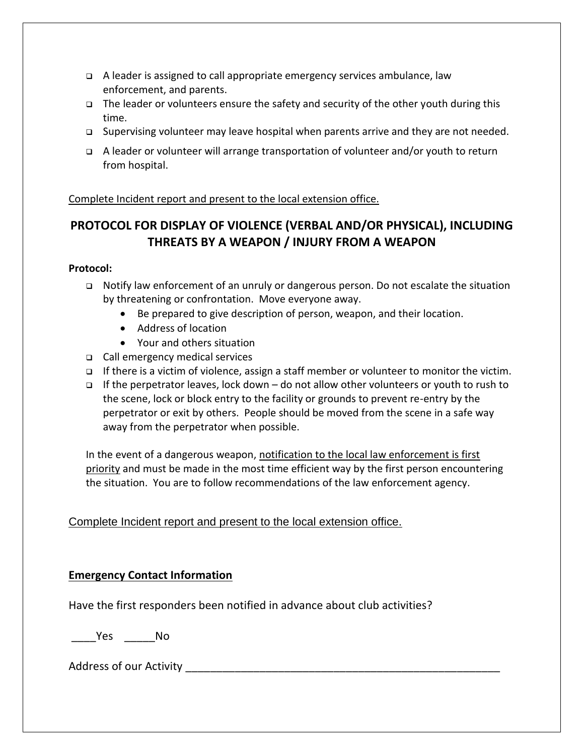- A leader is assigned to call appropriate emergency services ambulance, law enforcement, and parents.
- The leader or volunteers ensure the safety and security of the other youth during this time.
- Supervising volunteer may leave hospital when parents arrive and they are not needed.
- A leader or volunteer will arrange transportation of volunteer and/or youth to return from hospital.

<u>Complete Incident report and present to the local extension office.</u>

## PROTOCOL FOR DISPLAY OF VIOLENCE (VERBAL AND/OR PHYSICAL), INCLUDING THREATS BY A WEAPON / INJURY FROM A WEAPON

**Protocol:**

- Notify law enforcement of an unruly or dangerous person. Do not escalate the situation by threatening or confrontation. Move everyone away.
    - Be prepared to give description of person, weapon, and their location.
    - Address of location
    - Your and others situation
- Call emergency medical services
- If there is a victim of violence, assign a staff member or volunteer to monitor the victim.
- If the perpetrator leaves, lock down – do not allow other volunteers or youth to rush to the scene, lock or block entry to the facility or grounds to prevent re-entry by the perpetrator or exit by others. People should be moved from the scene in a safe way away from the perpetrator when possible.

In the event of a dangerous weapon, <u>notification to the local law enforcement is first priority</u> and must be made in the most time efficient way by the first person encountering the situation. You are to follow recommendations of the law enforcement agency.

<u>Complete Incident report and present to the local extension office.</u>

**<u>Emergency Contact Information</u>**

Have the first responders been notified in advance about club activities?

____Yes _____No

Address of our Activity ______________________________________________________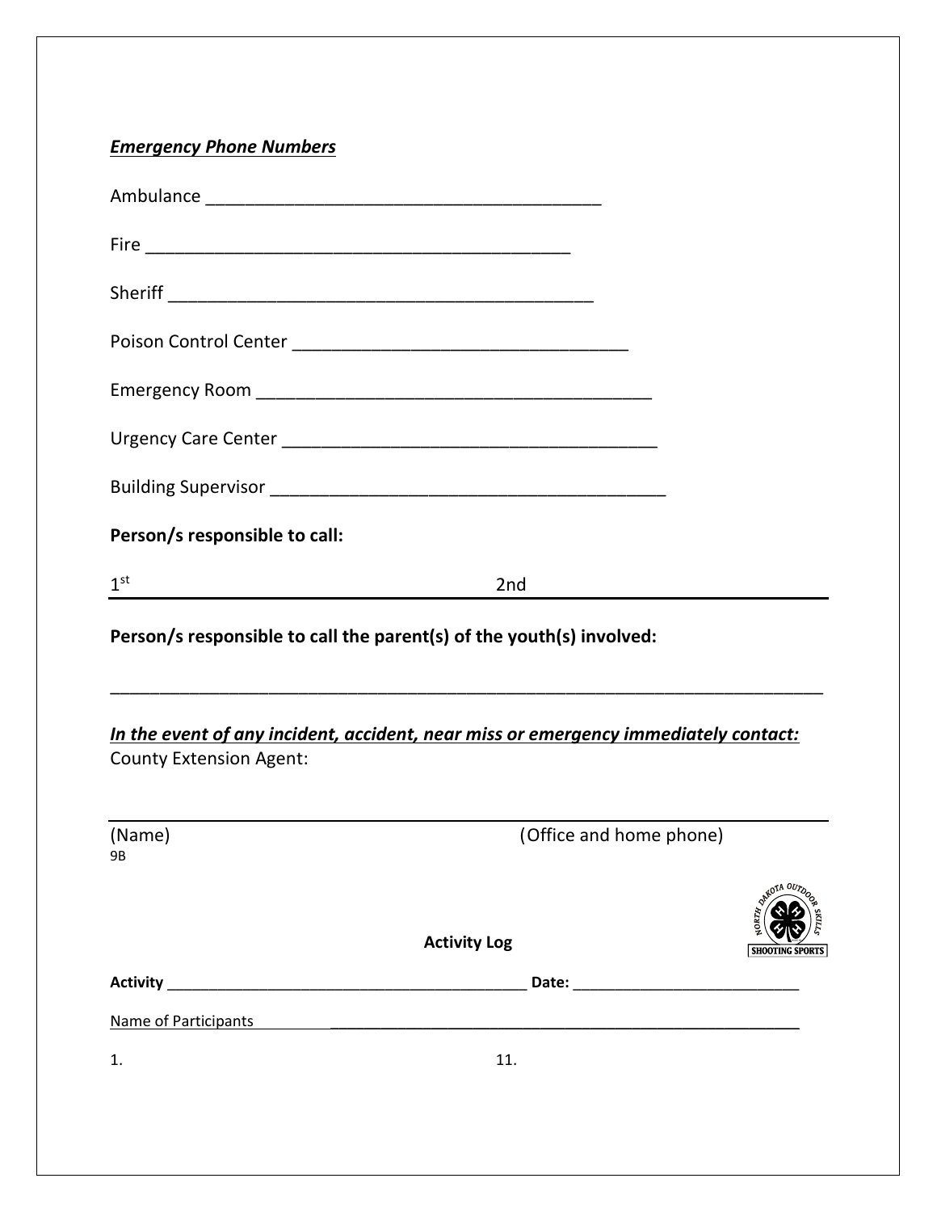***Emergency Phone Numbers***

Ambulance ________________________________________

Fire ____________________________________________

Sheriff ___________________________________________

Poison Control Center __________________________________

Emergency Room ______________________________________

Urgency Care Center ____________________________________

Building Supervisor _____________________________________

**Person/s responsible to call:**

1st ______________________ 2nd ______________________

**Person/s responsible to call the parent(s) of the youth(s) involved:**

______________________________________________________________________

***In the event of any incident, accident, near miss or emergency immediately contact:***

County Extension Agent:

______________________________________________________________________

(Name) (Office and home phone)

9B

**Activity Log**

**Activity** ________________________________________ **Date:** __________________________

Name of Participants ________________________________________________

1. 

11.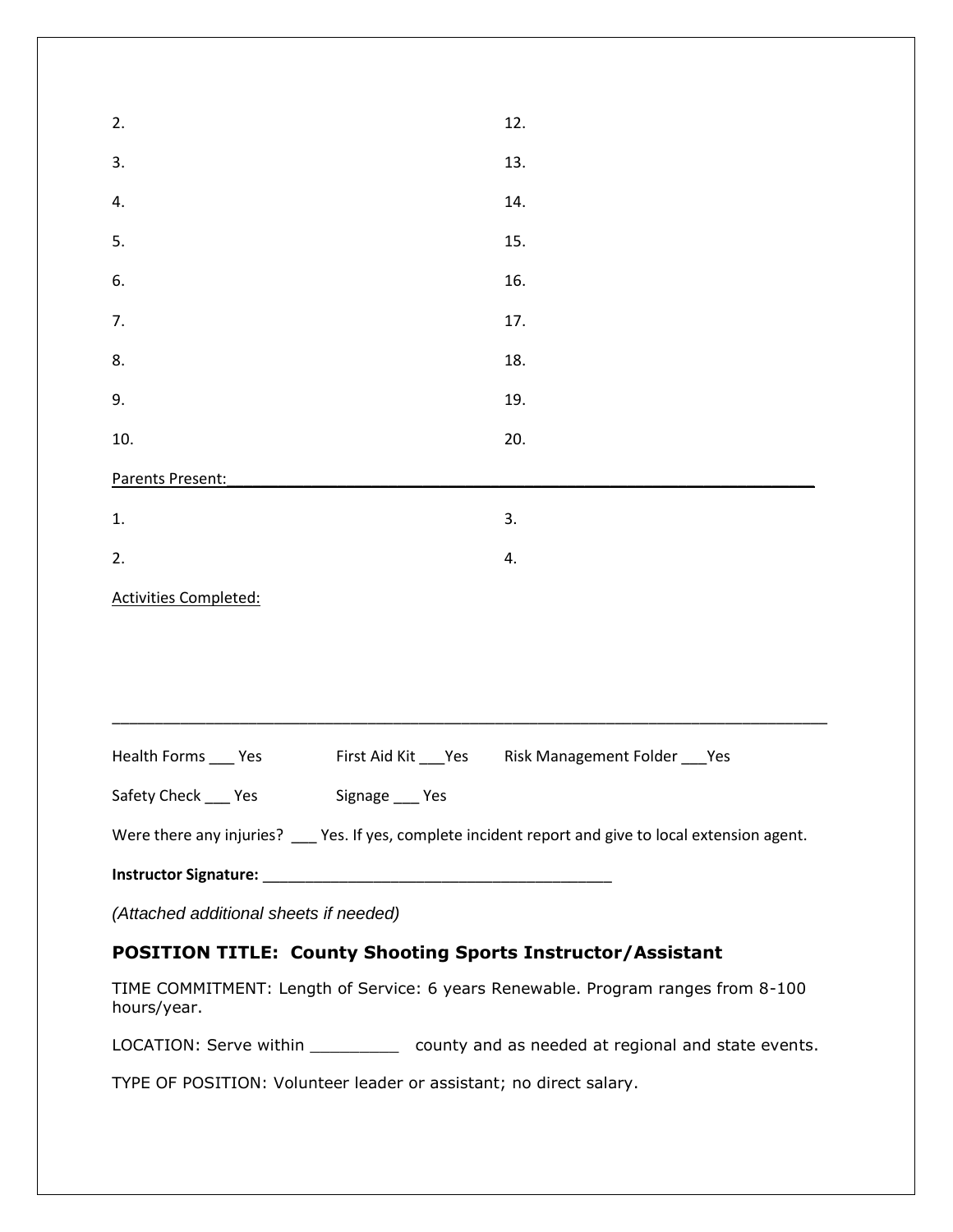| | |
|---|---|
| 2. | 12. |
| 3. | 13. |
| 4. | 14. |
| 5. | 15. |
| 6. | 16. |
| 7. | 17. |
| 8. | 18. |
| 9. | 19. |
| 10. | 20. |

Parents Present:_______________________________________________________________

| | |
|---|---|
| 1. | 3. |
| 2. | 4. |

Activities Completed:

_______________________________________________________________________________

Health Forms ___ Yes First Aid Kit ___Yes Risk Management Folder ___Yes

Safety Check ___ Yes Signage ___ Yes

Were there any injuries? ___ Yes. If yes, complete incident report and give to local extension agent.

**Instructor Signature:** _______________________________________

*(Attached additional sheets if needed)*

### POSITION TITLE: County Shooting Sports Instructor/Assistant

TIME COMMITMENT: Length of Service: 6 years Renewable. Program ranges from 8-100 hours/year.

LOCATION: Serve within _________ county and as needed at regional and state events.

TYPE OF POSITION: Volunteer leader or assistant; no direct salary.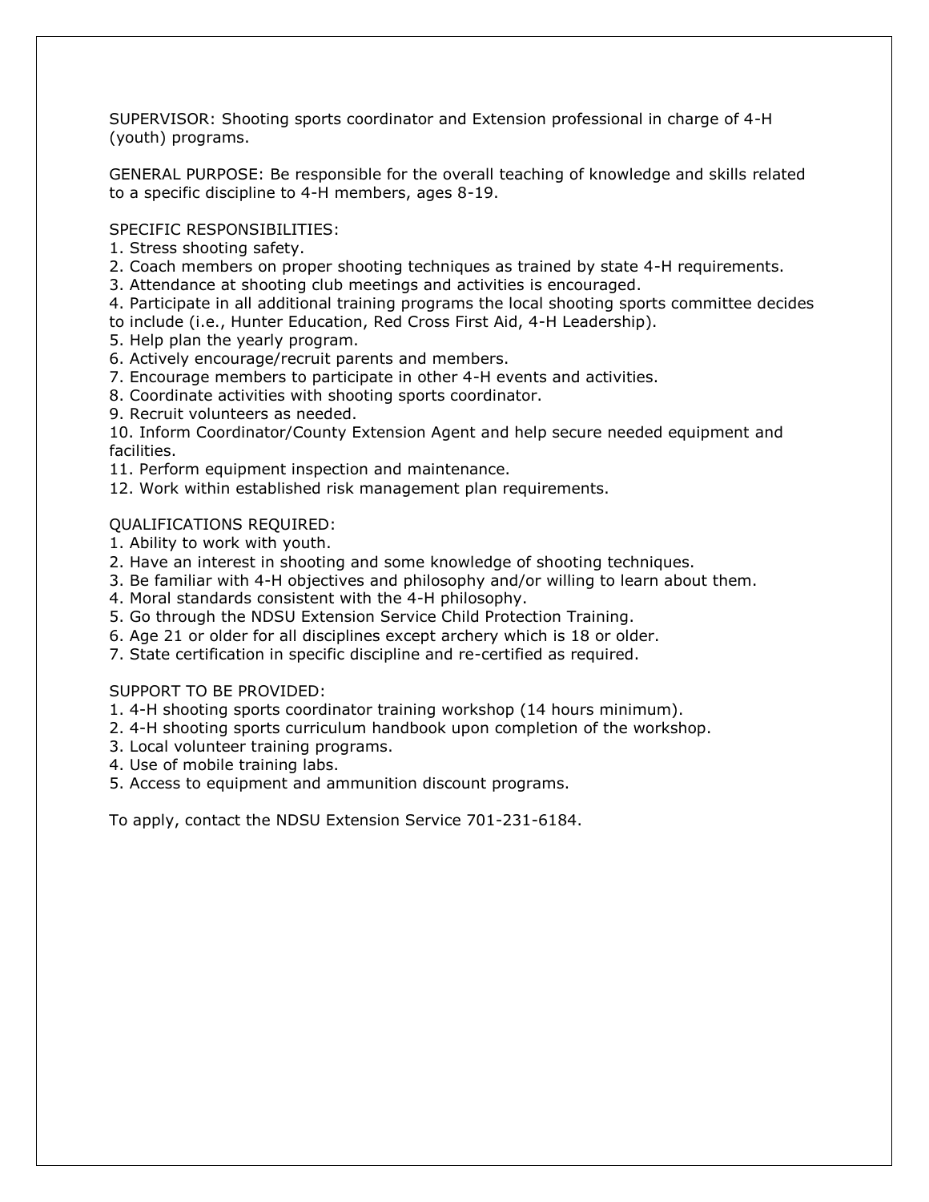SUPERVISOR: Shooting sports coordinator and Extension professional in charge of 4-H (youth) programs.

GENERAL PURPOSE: Be responsible for the overall teaching of knowledge and skills related to a specific discipline to 4-H members, ages 8-19.

SPECIFIC RESPONSIBILITIES:

1. Stress shooting safety.
2. Coach members on proper shooting techniques as trained by state 4-H requirements.
3. Attendance at shooting club meetings and activities is encouraged.
4. Participate in all additional training programs the local shooting sports committee decides to include (i.e., Hunter Education, Red Cross First Aid, 4-H Leadership).
5. Help plan the yearly program.
6. Actively encourage/recruit parents and members.
7. Encourage members to participate in other 4-H events and activities.
8. Coordinate activities with shooting sports coordinator.
9. Recruit volunteers as needed.
10. Inform Coordinator/County Extension Agent and help secure needed equipment and facilities.
11. Perform equipment inspection and maintenance.
12. Work within established risk management plan requirements.

QUALIFICATIONS REQUIRED:

1. Ability to work with youth.
2. Have an interest in shooting and some knowledge of shooting techniques.
3. Be familiar with 4-H objectives and philosophy and/or willing to learn about them.
4. Moral standards consistent with the 4-H philosophy.
5. Go through the NDSU Extension Service Child Protection Training.
6. Age 21 or older for all disciplines except archery which is 18 or older.
7. State certification in specific discipline and re-certified as required.

SUPPORT TO BE PROVIDED:

1. 4-H shooting sports coordinator training workshop (14 hours minimum).
2. 4-H shooting sports curriculum handbook upon completion of the workshop.
3. Local volunteer training programs.
4. Use of mobile training labs.
5. Access to equipment and ammunition discount programs.

To apply, contact the NDSU Extension Service 701-231-6184.